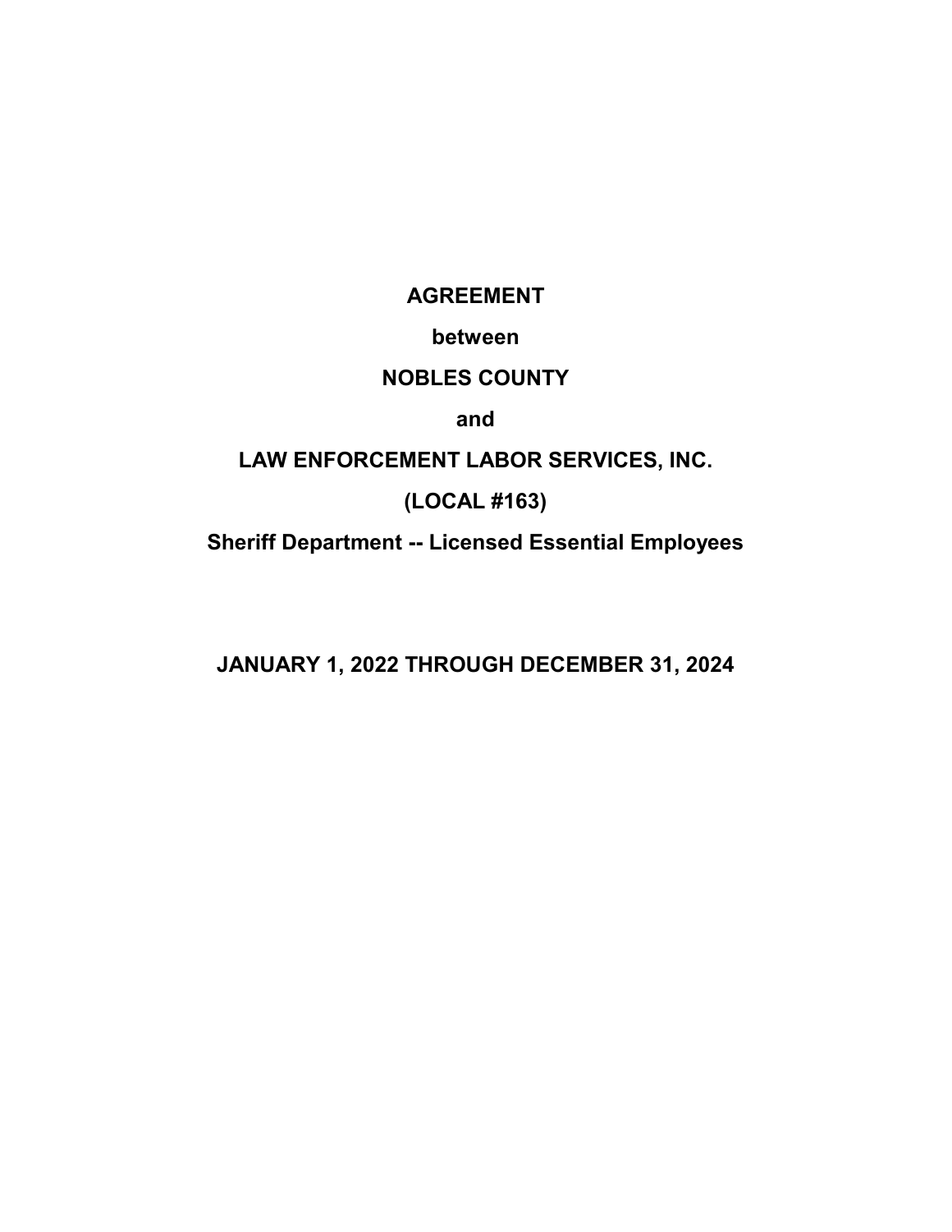**AGREEMENT**

**between**

**NOBLES COUNTY**

**and**

**LAW ENFORCEMENT LABOR SERVICES, INC.**

**(LOCAL #163)**

**Sheriff Department -- Licensed Essential Employees**

**JANUARY 1, 2022 THROUGH DECEMBER 31, 2024**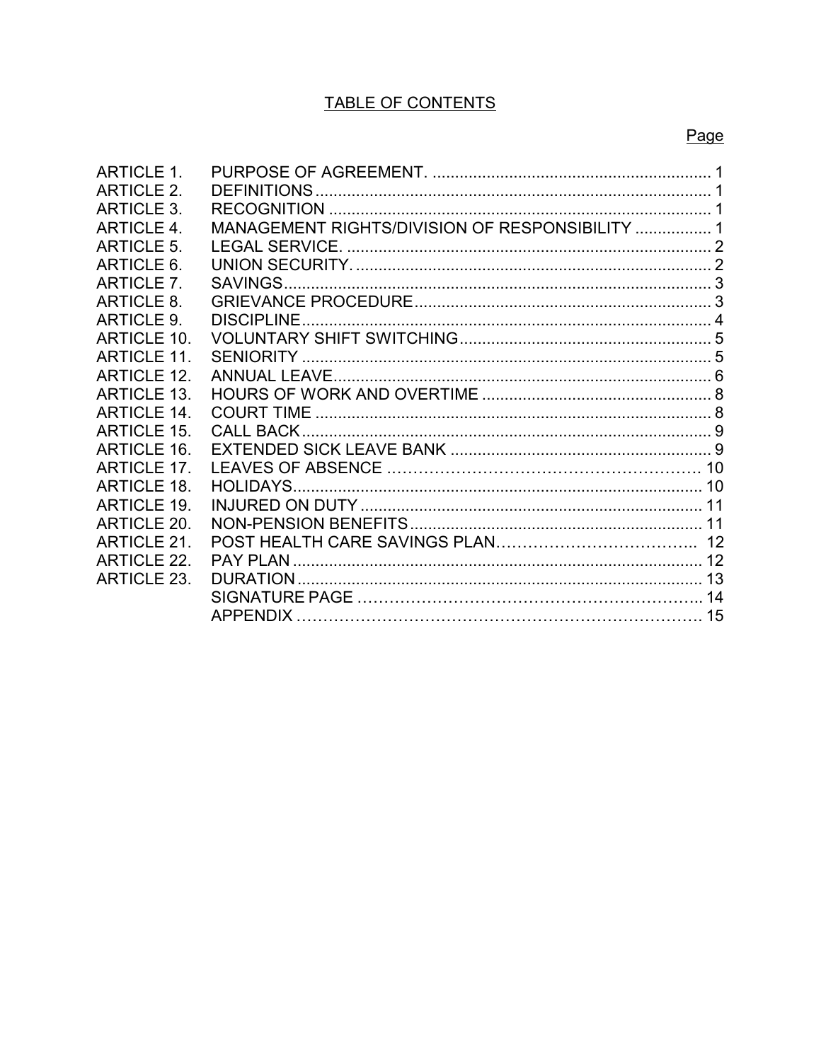# TABLE OF CONTENTS

| | | Page |
|---|---|---|
| ARTICLE 1. | PURPOSE OF AGREEMENT. | 1 |
| ARTICLE 2. | DEFINITIONS | 1 |
| ARTICLE 3. | RECOGNITION | 1 |
| ARTICLE 4. | MANAGEMENT RIGHTS/DIVISION OF RESPONSIBILITY | 1 |
| ARTICLE 5. | LEGAL SERVICE. | 2 |
| ARTICLE 6. | UNION SECURITY. | 2 |
| ARTICLE 7. | SAVINGS | 3 |
| ARTICLE 8. | GRIEVANCE PROCEDURE | 3 |
| ARTICLE 9. | DISCIPLINE | 4 |
| ARTICLE 10. | VOLUNTARY SHIFT SWITCHING | 5 |
| ARTICLE 11. | SENIORITY | 5 |
| ARTICLE 12. | ANNUAL LEAVE | 6 |
| ARTICLE 13. | HOURS OF WORK AND OVERTIME | 8 |
| ARTICLE 14. | COURT TIME | 8 |
| ARTICLE 15. | CALL BACK | 9 |
| ARTICLE 16. | EXTENDED SICK LEAVE BANK | 9 |
| ARTICLE 17. | LEAVES OF ABSENCE | 10 |
| ARTICLE 18. | HOLIDAYS | 10 |
| ARTICLE 19. | INJURED ON DUTY | 11 |
| ARTICLE 20. | NON-PENSION BENEFITS | 11 |
| ARTICLE 21. | POST HEALTH CARE SAVINGS PLAN | 12 |
| ARTICLE 22. | PAY PLAN | 12 |
| ARTICLE 23. | DURATION | 13 |
| | SIGNATURE PAGE | 14 |
| | APPENDIX | 15 |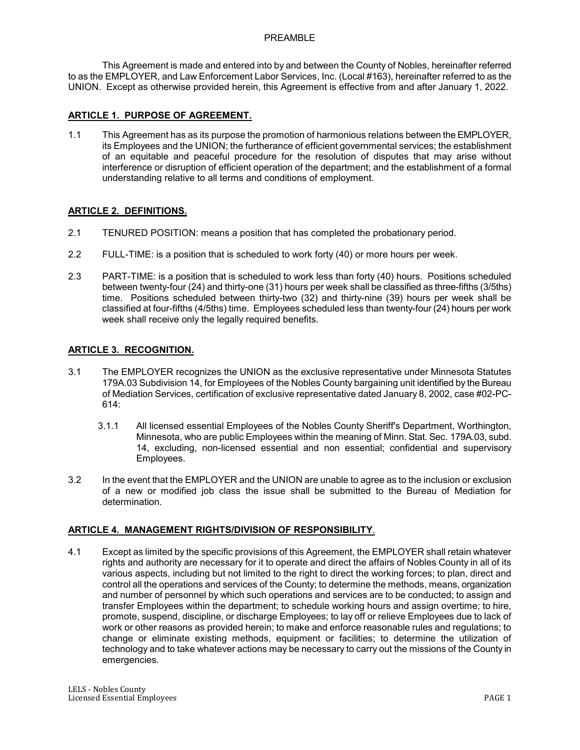## PREAMBLE

This Agreement is made and entered into by and between the County of Nobles, hereinafter referred to as the EMPLOYER, and Law Enforcement Labor Services, Inc. (Local #163), hereinafter referred to as the UNION. Except as otherwise provided herein, this Agreement is effective from and after January 1, 2022.

## ARTICLE 1. PURPOSE OF AGREEMENT.

1.1 This Agreement has as its purpose the promotion of harmonious relations between the EMPLOYER, its Employees and the UNION; the furtherance of efficient governmental services; the establishment of an equitable and peaceful procedure for the resolution of disputes that may arise without interference or disruption of efficient operation of the department; and the establishment of a formal understanding relative to all terms and conditions of employment.

## ARTICLE 2. DEFINITIONS.

2.1 TENURED POSITION: means a position that has completed the probationary period.

2.2 FULL-TIME: is a position that is scheduled to work forty (40) or more hours per week.

2.3 PART-TIME: is a position that is scheduled to work less than forty (40) hours. Positions scheduled between twenty-four (24) and thirty-one (31) hours per week shall be classified as three-fifths (3/5ths) time. Positions scheduled between thirty-two (32) and thirty-nine (39) hours per week shall be classified at four-fifths (4/5ths) time. Employees scheduled less than twenty-four (24) hours per work week shall receive only the legally required benefits.

## ARTICLE 3. RECOGNITION.

3.1 The EMPLOYER recognizes the UNION as the exclusive representative under Minnesota Statutes 179A.03 Subdivision 14, for Employees of the Nobles County bargaining unit identified by the Bureau of Mediation Services, certification of exclusive representative dated January 8, 2002, case #02-PC-614:

3.1.1 All licensed essential Employees of the Nobles County Sheriff's Department, Worthington, Minnesota, who are public Employees within the meaning of Minn. Stat. Sec. 179A.03, subd. 14, excluding, non-licensed essential and non essential; confidential and supervisory Employees.

3.2 In the event that the EMPLOYER and the UNION are unable to agree as to the inclusion or exclusion of a new or modified job class the issue shall be submitted to the Bureau of Mediation for determination.

## ARTICLE 4. MANAGEMENT RIGHTS/DIVISION OF RESPONSIBILITY.

4.1 Except as limited by the specific provisions of this Agreement, the EMPLOYER shall retain whatever rights and authority are necessary for it to operate and direct the affairs of Nobles County in all of its various aspects, including but not limited to the right to direct the working forces; to plan, direct and control all the operations and services of the County; to determine the methods, means, organization and number of personnel by which such operations and services are to be conducted; to assign and transfer Employees within the department; to schedule working hours and assign overtime; to hire, promote, suspend, discipline, or discharge Employees; to lay off or relieve Employees due to lack of work or other reasons as provided herein; to make and enforce reasonable rules and regulations; to change or eliminate existing methods, equipment or facilities; to determine the utilization of technology and to take whatever actions may be necessary to carry out the missions of the County in emergencies.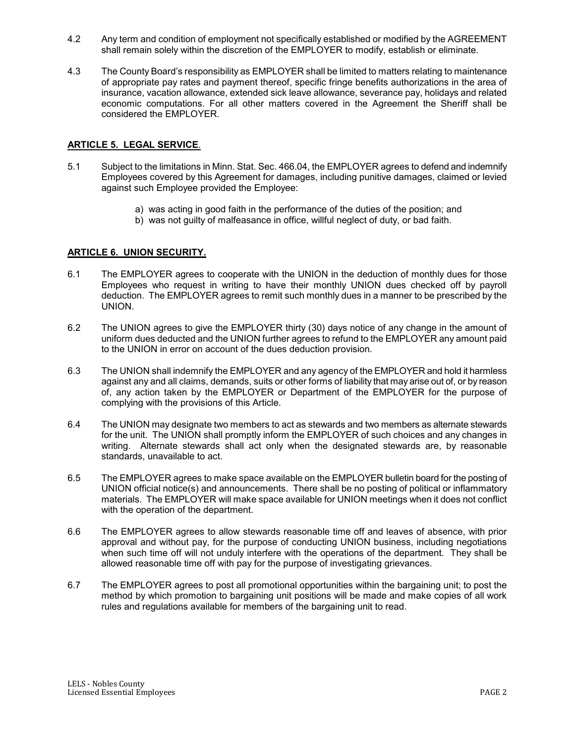4.2 Any term and condition of employment not specifically established or modified by the AGREEMENT shall remain solely within the discretion of the EMPLOYER to modify, establish or eliminate.

4.3 The County Board's responsibility as EMPLOYER shall be limited to matters relating to maintenance of appropriate pay rates and payment thereof, specific fringe benefits authorizations in the area of insurance, vacation allowance, extended sick leave allowance, severance pay, holidays and related economic computations. For all other matters covered in the Agreement the Sheriff shall be considered the EMPLOYER.

## ARTICLE 5. LEGAL SERVICE.

5.1 Subject to the limitations in Minn. Stat. Sec. 466.04, the EMPLOYER agrees to defend and indemnify Employees covered by this Agreement for damages, including punitive damages, claimed or levied against such Employee provided the Employee:

a) was acting in good faith in the performance of the duties of the position; and
b) was not guilty of malfeasance in office, willful neglect of duty, or bad faith.

## ARTICLE 6. UNION SECURITY.

6.1 The EMPLOYER agrees to cooperate with the UNION in the deduction of monthly dues for those Employees who request in writing to have their monthly UNION dues checked off by payroll deduction. The EMPLOYER agrees to remit such monthly dues in a manner to be prescribed by the UNION.

6.2 The UNION agrees to give the EMPLOYER thirty (30) days notice of any change in the amount of uniform dues deducted and the UNION further agrees to refund to the EMPLOYER any amount paid to the UNION in error on account of the dues deduction provision.

6.3 The UNION shall indemnify the EMPLOYER and any agency of the EMPLOYER and hold it harmless against any and all claims, demands, suits or other forms of liability that may arise out of, or by reason of, any action taken by the EMPLOYER or Department of the EMPLOYER for the purpose of complying with the provisions of this Article.

6.4 The UNION may designate two members to act as stewards and two members as alternate stewards for the unit. The UNION shall promptly inform the EMPLOYER of such choices and any changes in writing. Alternate stewards shall act only when the designated stewards are, by reasonable standards, unavailable to act.

6.5 The EMPLOYER agrees to make space available on the EMPLOYER bulletin board for the posting of UNION official notice(s) and announcements. There shall be no posting of political or inflammatory materials. The EMPLOYER will make space available for UNION meetings when it does not conflict with the operation of the department.

6.6 The EMPLOYER agrees to allow stewards reasonable time off and leaves of absence, with prior approval and without pay, for the purpose of conducting UNION business, including negotiations when such time off will not unduly interfere with the operations of the department. They shall be allowed reasonable time off with pay for the purpose of investigating grievances.

6.7 The EMPLOYER agrees to post all promotional opportunities within the bargaining unit; to post the method by which promotion to bargaining unit positions will be made and make copies of all work rules and regulations available for members of the bargaining unit to read.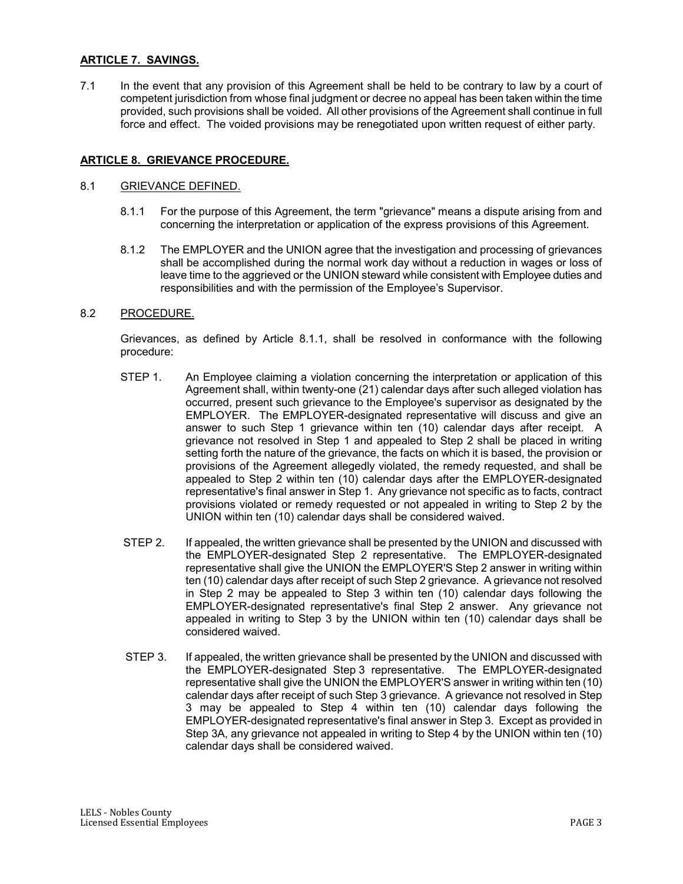## ARTICLE 7. SAVINGS.

7.1 In the event that any provision of this Agreement shall be held to be contrary to law by a court of competent jurisdiction from whose final judgment or decree no appeal has been taken within the time provided, such provisions shall be voided. All other provisions of the Agreement shall continue in full force and effect. The voided provisions may be renegotiated upon written request of either party.

## ARTICLE 8. GRIEVANCE PROCEDURE.

### 8.1 GRIEVANCE DEFINED.

8.1.1 For the purpose of this Agreement, the term "grievance" means a dispute arising from and concerning the interpretation or application of the express provisions of this Agreement.

8.1.2 The EMPLOYER and the UNION agree that the investigation and processing of grievances shall be accomplished during the normal work day without a reduction in wages or loss of leave time to the aggrieved or the UNION steward while consistent with Employee duties and responsibilities and with the permission of the Employee's Supervisor.

### 8.2 PROCEDURE.

Grievances, as defined by Article 8.1.1, shall be resolved in conformance with the following procedure:

STEP 1. An Employee claiming a violation concerning the interpretation or application of this Agreement shall, within twenty-one (21) calendar days after such alleged violation has occurred, present such grievance to the Employee's supervisor as designated by the EMPLOYER. The EMPLOYER-designated representative will discuss and give an answer to such Step 1 grievance within ten (10) calendar days after receipt. A grievance not resolved in Step 1 and appealed to Step 2 shall be placed in writing setting forth the nature of the grievance, the facts on which it is based, the provision or provisions of the Agreement allegedly violated, the remedy requested, and shall be appealed to Step 2 within ten (10) calendar days after the EMPLOYER-designated representative's final answer in Step 1. Any grievance not specific as to facts, contract provisions violated or remedy requested or not appealed in writing to Step 2 by the UNION within ten (10) calendar days shall be considered waived.

STEP 2. If appealed, the written grievance shall be presented by the UNION and discussed with the EMPLOYER-designated Step 2 representative. The EMPLOYER-designated representative shall give the UNION the EMPLOYER'S Step 2 answer in writing within ten (10) calendar days after receipt of such Step 2 grievance. A grievance not resolved in Step 2 may be appealed to Step 3 within ten (10) calendar days following the EMPLOYER-designated representative's final Step 2 answer. Any grievance not appealed in writing to Step 3 by the UNION within ten (10) calendar days shall be considered waived.

STEP 3. If appealed, the written grievance shall be presented by the UNION and discussed with the EMPLOYER-designated Step 3 representative. The EMPLOYER-designated representative shall give the UNION the EMPLOYER'S answer in writing within ten (10) calendar days after receipt of such Step 3 grievance. A grievance not resolved in Step 3 may be appealed to Step 4 within ten (10) calendar days following the EMPLOYER-designated representative's final answer in Step 3. Except as provided in Step 3A, any grievance not appealed in writing to Step 4 by the UNION within ten (10) calendar days shall be considered waived.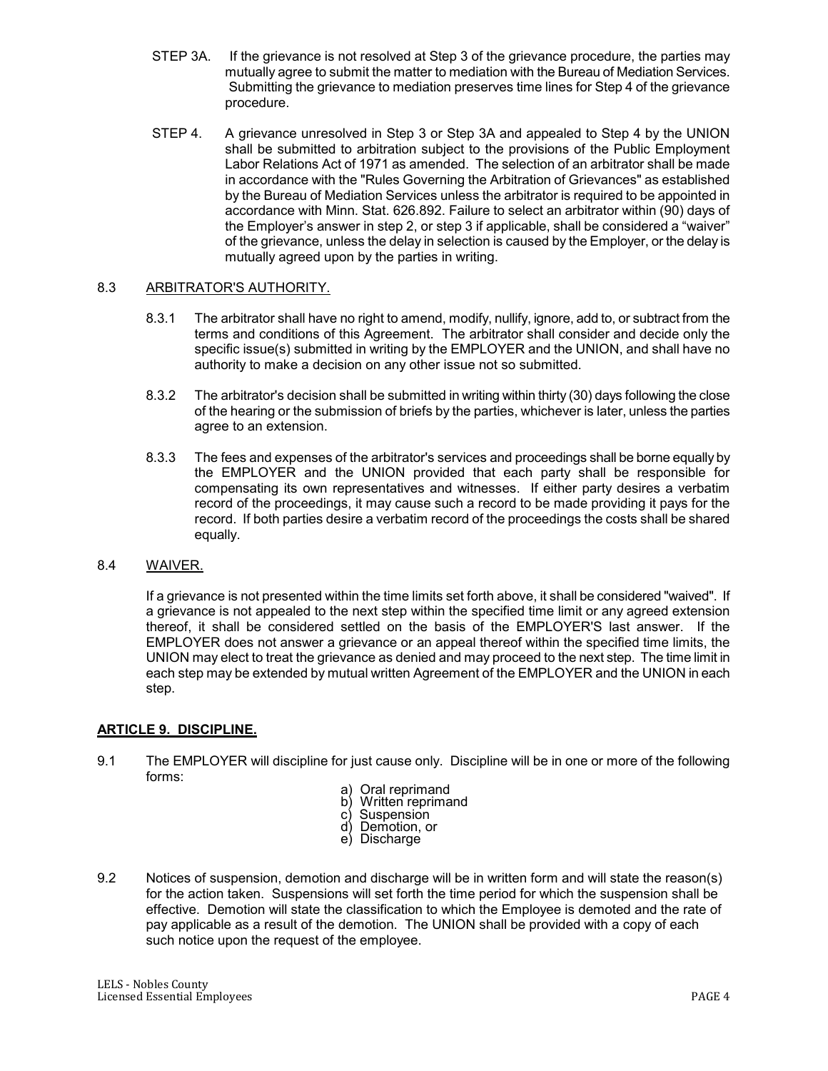STEP 3A. If the grievance is not resolved at Step 3 of the grievance procedure, the parties may mutually agree to submit the matter to mediation with the Bureau of Mediation Services. Submitting the grievance to mediation preserves time lines for Step 4 of the grievance procedure.

STEP 4. A grievance unresolved in Step 3 or Step 3A and appealed to Step 4 by the UNION shall be submitted to arbitration subject to the provisions of the Public Employment Labor Relations Act of 1971 as amended. The selection of an arbitrator shall be made in accordance with the "Rules Governing the Arbitration of Grievances" as established by the Bureau of Mediation Services unless the arbitrator is required to be appointed in accordance with Minn. Stat. 626.892. Failure to select an arbitrator within (90) days of the Employer's answer in step 2, or step 3 if applicable, shall be considered a "waiver" of the grievance, unless the delay in selection is caused by the Employer, or the delay is mutually agreed upon by the parties in writing.

8.3 ARBITRATOR'S AUTHORITY.

8.3.1 The arbitrator shall have no right to amend, modify, nullify, ignore, add to, or subtract from the terms and conditions of this Agreement. The arbitrator shall consider and decide only the specific issue(s) submitted in writing by the EMPLOYER and the UNION, and shall have no authority to make a decision on any other issue not so submitted.

8.3.2 The arbitrator's decision shall be submitted in writing within thirty (30) days following the close of the hearing or the submission of briefs by the parties, whichever is later, unless the parties agree to an extension.

8.3.3 The fees and expenses of the arbitrator's services and proceedings shall be borne equally by the EMPLOYER and the UNION provided that each party shall be responsible for compensating its own representatives and witnesses. If either party desires a verbatim record of the proceedings, it may cause such a record to be made providing it pays for the record. If both parties desire a verbatim record of the proceedings the costs shall be shared equally.

8.4 WAIVER.

If a grievance is not presented within the time limits set forth above, it shall be considered "waived". If a grievance is not appealed to the next step within the specified time limit or any agreed extension thereof, it shall be considered settled on the basis of the EMPLOYER'S last answer. If the EMPLOYER does not answer a grievance or an appeal thereof within the specified time limits, the UNION may elect to treat the grievance as denied and may proceed to the next step. The time limit in each step may be extended by mutual written Agreement of the EMPLOYER and the UNION in each step.

## ARTICLE 9. DISCIPLINE.

9.1 The EMPLOYER will discipline for just cause only. Discipline will be in one or more of the following forms:

a) Oral reprimand
b) Written reprimand
c) Suspension
d) Demotion, or
e) Discharge

9.2 Notices of suspension, demotion and discharge will be in written form and will state the reason(s) for the action taken. Suspensions will set forth the time period for which the suspension shall be effective. Demotion will state the classification to which the Employee is demoted and the rate of pay applicable as a result of the demotion. The UNION shall be provided with a copy of each such notice upon the request of the employee.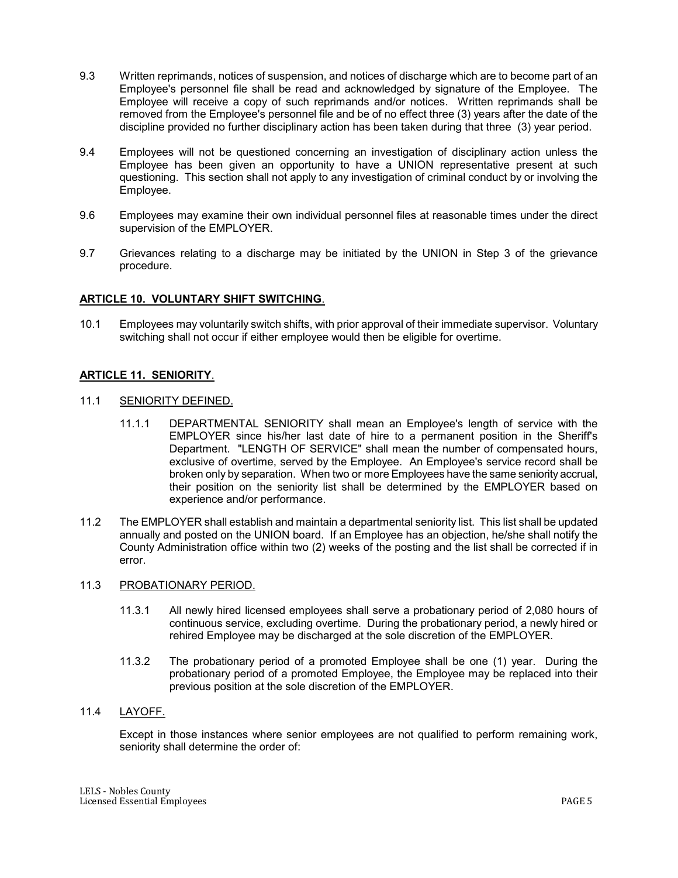9.3 Written reprimands, notices of suspension, and notices of discharge which are to become part of an Employee's personnel file shall be read and acknowledged by signature of the Employee. The Employee will receive a copy of such reprimands and/or notices. Written reprimands shall be removed from the Employee's personnel file and be of no effect three (3) years after the date of the discipline provided no further disciplinary action has been taken during that three (3) year period.

9.4 Employees will not be questioned concerning an investigation of disciplinary action unless the Employee has been given an opportunity to have a UNION representative present at such questioning. This section shall not apply to any investigation of criminal conduct by or involving the Employee.

9.6 Employees may examine their own individual personnel files at reasonable times under the direct supervision of the EMPLOYER.

9.7 Grievances relating to a discharge may be initiated by the UNION in Step 3 of the grievance procedure.

## ARTICLE 10. VOLUNTARY SHIFT SWITCHING.

10.1 Employees may voluntarily switch shifts, with prior approval of their immediate supervisor. Voluntary switching shall not occur if either employee would then be eligible for overtime.

## ARTICLE 11. SENIORITY.

11.1 SENIORITY DEFINED.

11.1.1 DEPARTMENTAL SENIORITY shall mean an Employee's length of service with the EMPLOYER since his/her last date of hire to a permanent position in the Sheriff's Department. "LENGTH OF SERVICE" shall mean the number of compensated hours, exclusive of overtime, served by the Employee. An Employee's service record shall be broken only by separation. When two or more Employees have the same seniority accrual, their position on the seniority list shall be determined by the EMPLOYER based on experience and/or performance.

11.2 The EMPLOYER shall establish and maintain a departmental seniority list. This list shall be updated annually and posted on the UNION board. If an Employee has an objection, he/she shall notify the County Administration office within two (2) weeks of the posting and the list shall be corrected if in error.

11.3 PROBATIONARY PERIOD.

11.3.1 All newly hired licensed employees shall serve a probationary period of 2,080 hours of continuous service, excluding overtime. During the probationary period, a newly hired or rehired Employee may be discharged at the sole discretion of the EMPLOYER.

11.3.2 The probationary period of a promoted Employee shall be one (1) year. During the probationary period of a promoted Employee, the Employee may be replaced into their previous position at the sole discretion of the EMPLOYER.

11.4 LAYOFF.

Except in those instances where senior employees are not qualified to perform remaining work, seniority shall determine the order of: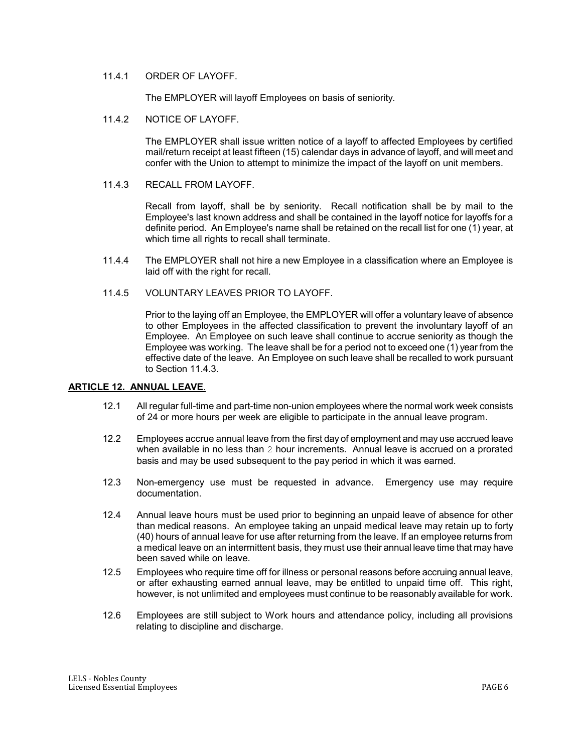11.4.1 ORDER OF LAYOFF.

The EMPLOYER will layoff Employees on basis of seniority.

11.4.2 NOTICE OF LAYOFF.

The EMPLOYER shall issue written notice of a layoff to affected Employees by certified mail/return receipt at least fifteen (15) calendar days in advance of layoff, and will meet and confer with the Union to attempt to minimize the impact of the layoff on unit members.

11.4.3 RECALL FROM LAYOFF.

Recall from layoff, shall be by seniority. Recall notification shall be by mail to the Employee's last known address and shall be contained in the layoff notice for layoffs for a definite period. An Employee's name shall be retained on the recall list for one (1) year, at which time all rights to recall shall terminate.

11.4.4 The EMPLOYER shall not hire a new Employee in a classification where an Employee is laid off with the right for recall.

11.4.5 VOLUNTARY LEAVES PRIOR TO LAYOFF.

Prior to the laying off an Employee, the EMPLOYER will offer a voluntary leave of absence to other Employees in the affected classification to prevent the involuntary layoff of an Employee. An Employee on such leave shall continue to accrue seniority as though the Employee was working. The leave shall be for a period not to exceed one (1) year from the effective date of the leave. An Employee on such leave shall be recalled to work pursuant to Section 11.4.3.

## ARTICLE 12. ANNUAL LEAVE.

12.1 All regular full-time and part-time non-union employees where the normal work week consists of 24 or more hours per week are eligible to participate in the annual leave program.

12.2 Employees accrue annual leave from the first day of employment and may use accrued leave when available in no less than 2 hour increments. Annual leave is accrued on a prorated basis and may be used subsequent to the pay period in which it was earned.

12.3 Non-emergency use must be requested in advance. Emergency use may require documentation.

12.4 Annual leave hours must be used prior to beginning an unpaid leave of absence for other than medical reasons. An employee taking an unpaid medical leave may retain up to forty (40) hours of annual leave for use after returning from the leave. If an employee returns from a medical leave on an intermittent basis, they must use their annual leave time that may have been saved while on leave.

12.5 Employees who require time off for illness or personal reasons before accruing annual leave, or after exhausting earned annual leave, may be entitled to unpaid time off. This right, however, is not unlimited and employees must continue to be reasonably available for work.

12.6 Employees are still subject to Work hours and attendance policy, including all provisions relating to discipline and discharge.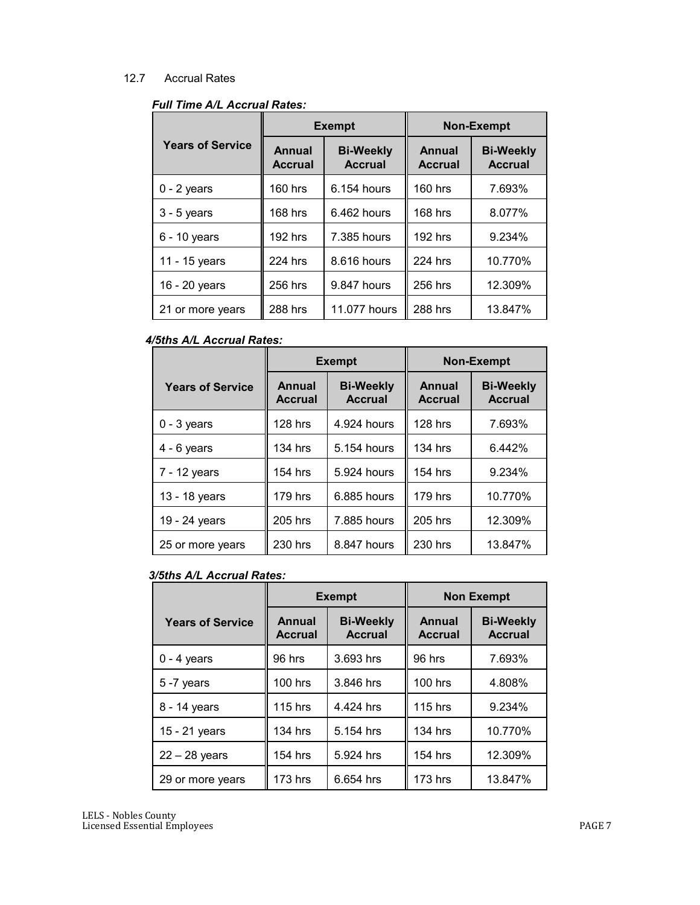12.7 Accrual Rates

***Full Time A/L Accrual Rates:***

| Years of Service | Exempt | | Non-Exempt | |
|---|---|---|---|---|
| | Annual Accrual | Bi-Weekly Accrual | Annual Accrual | Bi-Weekly Accrual |
| 0 - 2 years | 160 hrs | 6.154 hours | 160 hrs | 7.693% |
| 3 - 5 years | 168 hrs | 6.462 hours | 168 hrs | 8.077% |
| 6 - 10 years | 192 hrs | 7.385 hours | 192 hrs | 9.234% |
| 11 - 15 years | 224 hrs | 8.616 hours | 224 hrs | 10.770% |
| 16 - 20 years | 256 hrs | 9.847 hours | 256 hrs | 12.309% |
| 21 or more years | 288 hrs | 11.077 hours | 288 hrs | 13.847% |

***4/5ths A/L Accrual Rates:***

| Years of Service | Exempt | | Non-Exempt | |
|---|---|---|---|---|
| | Annual Accrual | Bi-Weekly Accrual | Annual Accrual | Bi-Weekly Accrual |
| 0 - 3 years | 128 hrs | 4.924 hours | 128 hrs | 7.693% |
| 4 - 6 years | 134 hrs | 5.154 hours | 134 hrs | 6.442% |
| 7 - 12 years | 154 hrs | 5.924 hours | 154 hrs | 9.234% |
| 13 - 18 years | 179 hrs | 6.885 hours | 179 hrs | 10.770% |
| 19 - 24 years | 205 hrs | 7.885 hours | 205 hrs | 12.309% |
| 25 or more years | 230 hrs | 8.847 hours | 230 hrs | 13.847% |

***3/5ths A/L Accrual Rates:***

| Years of Service | Exempt | | Non Exempt | |
|---|---|---|---|---|
| | Annual Accrual | Bi-Weekly Accrual | Annual Accrual | Bi-Weekly Accrual |
| 0 - 4 years | 96 hrs | 3.693 hrs | 96 hrs | 7.693% |
| 5 -7 years | 100 hrs | 3.846 hrs | 100 hrs | 4.808% |
| 8 - 14 years | 115 hrs | 4.424 hrs | 115 hrs | 9.234% |
| 15 - 21 years | 134 hrs | 5.154 hrs | 134 hrs | 10.770% |
| 22 – 28 years | 154 hrs | 5.924 hrs | 154 hrs | 12.309% |
| 29 or more years | 173 hrs | 6.654 hrs | 173 hrs | 13.847% |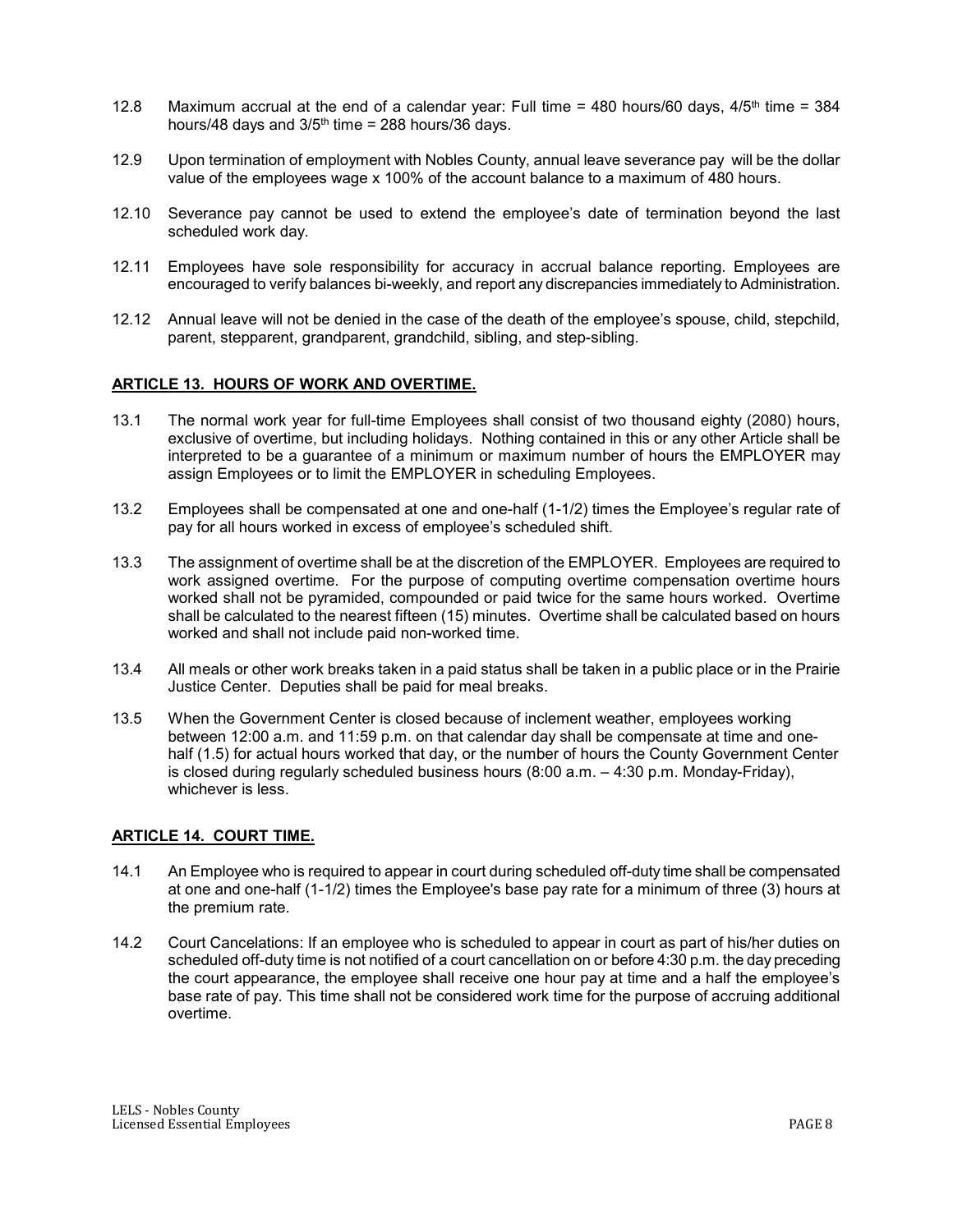12.8 Maximum accrual at the end of a calendar year: Full time = 480 hours/60 days, 4/5th time = 384 hours/48 days and 3/5th time = 288 hours/36 days.

12.9 Upon termination of employment with Nobles County, annual leave severance pay will be the dollar value of the employees wage x 100% of the account balance to a maximum of 480 hours.

12.10 Severance pay cannot be used to extend the employee's date of termination beyond the last scheduled work day.

12.11 Employees have sole responsibility for accuracy in accrual balance reporting. Employees are encouraged to verify balances bi-weekly, and report any discrepancies immediately to Administration.

12.12 Annual leave will not be denied in the case of the death of the employee's spouse, child, stepchild, parent, stepparent, grandparent, grandchild, sibling, and step-sibling.

## ARTICLE 13. HOURS OF WORK AND OVERTIME.

13.1 The normal work year for full-time Employees shall consist of two thousand eighty (2080) hours, exclusive of overtime, but including holidays. Nothing contained in this or any other Article shall be interpreted to be a guarantee of a minimum or maximum number of hours the EMPLOYER may assign Employees or to limit the EMPLOYER in scheduling Employees.

13.2 Employees shall be compensated at one and one-half (1-1/2) times the Employee's regular rate of pay for all hours worked in excess of employee's scheduled shift.

13.3 The assignment of overtime shall be at the discretion of the EMPLOYER. Employees are required to work assigned overtime. For the purpose of computing overtime compensation overtime hours worked shall not be pyramided, compounded or paid twice for the same hours worked. Overtime shall be calculated to the nearest fifteen (15) minutes. Overtime shall be calculated based on hours worked and shall not include paid non-worked time.

13.4 All meals or other work breaks taken in a paid status shall be taken in a public place or in the Prairie Justice Center. Deputies shall be paid for meal breaks.

13.5 When the Government Center is closed because of inclement weather, employees working between 12:00 a.m. and 11:59 p.m. on that calendar day shall be compensate at time and one-half (1.5) for actual hours worked that day, or the number of hours the County Government Center is closed during regularly scheduled business hours (8:00 a.m. – 4:30 p.m. Monday-Friday), whichever is less.

## ARTICLE 14. COURT TIME.

14.1 An Employee who is required to appear in court during scheduled off-duty time shall be compensated at one and one-half (1-1/2) times the Employee's base pay rate for a minimum of three (3) hours at the premium rate.

14.2 Court Cancelations: If an employee who is scheduled to appear in court as part of his/her duties on scheduled off-duty time is not notified of a court cancellation on or before 4:30 p.m. the day preceding the court appearance, the employee shall receive one hour pay at time and a half the employee's base rate of pay. This time shall not be considered work time for the purpose of accruing additional overtime.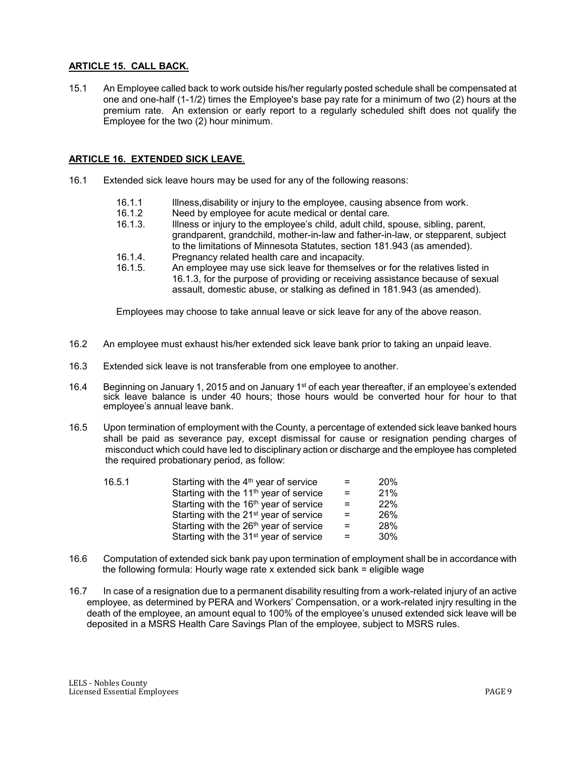## ARTICLE 15. CALL BACK.

15.1 An Employee called back to work outside his/her regularly posted schedule shall be compensated at one and one-half (1-1/2) times the Employee's base pay rate for a minimum of two (2) hours at the premium rate. An extension or early report to a regularly scheduled shift does not qualify the Employee for the two (2) hour minimum.

## ARTICLE 16. EXTENDED SICK LEAVE.

16.1 Extended sick leave hours may be used for any of the following reasons:

- 16.1.1 Illness,disability or injury to the employee, causing absence from work.
- 16.1.2 Need by employee for acute medical or dental care.
- 16.1.3. Illness or injury to the employee's child, adult child, spouse, sibling, parent, grandparent, grandchild, mother-in-law and father-in-law, or stepparent, subject to the limitations of Minnesota Statutes, section 181.943 (as amended).
- 16.1.4. Pregnancy related health care and incapacity.
- 16.1.5. An employee may use sick leave for themselves or for the relatives listed in 16.1.3, for the purpose of providing or receiving assistance because of sexual assault, domestic abuse, or stalking as defined in 181.943 (as amended).

Employees may choose to take annual leave or sick leave for any of the above reason.

16.2 An employee must exhaust his/her extended sick leave bank prior to taking an unpaid leave.

16.3 Extended sick leave is not transferable from one employee to another.

16.4 Beginning on January 1, 2015 and on January 1st of each year thereafter, if an employee's extended sick leave balance is under 40 hours; those hours would be converted hour for hour to that employee's annual leave bank.

16.5 Upon termination of employment with the County, a percentage of extended sick leave banked hours shall be paid as severance pay, except dismissal for cause or resignation pending charges of misconduct which could have led to disciplinary action or discharge and the employee has completed the required probationary period, as follow:

| 16.5.1 | Starting with the 4th year of service | = | 20% |
|---|---|---|---|
| | Starting with the 11th year of service | = | 21% |
| | Starting with the 16th year of service | = | 22% |
| | Starting with the 21st year of service | = | 26% |
| | Starting with the 26th year of service | = | 28% |
| | Starting with the 31st year of service | = | 30% |

16.6 Computation of extended sick bank pay upon termination of employment shall be in accordance with the following formula: Hourly wage rate x extended sick bank = eligible wage

16.7 In case of a resignation due to a permanent disability resulting from a work-related injury of an active employee, as determined by PERA and Workers' Compensation, or a work-related injry resulting in the death of the employee, an amount equal to 100% of the employee's unused extended sick leave will be deposited in a MSRS Health Care Savings Plan of the employee, subject to MSRS rules.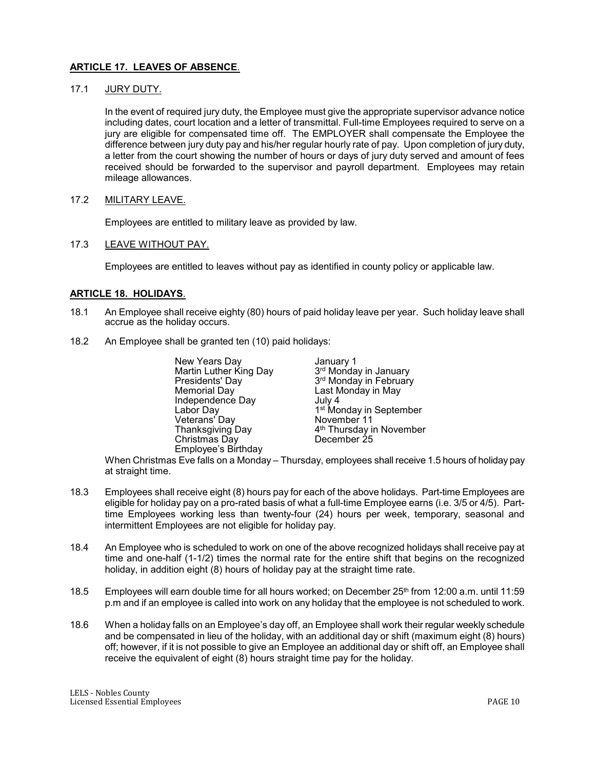## ARTICLE 17. LEAVES OF ABSENCE.

17.1 JURY DUTY.

In the event of required jury duty, the Employee must give the appropriate supervisor advance notice including dates, court location and a letter of transmittal. Full-time Employees required to serve on a jury are eligible for compensated time off. The EMPLOYER shall compensate the Employee the difference between jury duty pay and his/her regular hourly rate of pay. Upon completion of jury duty, a letter from the court showing the number of hours or days of jury duty served and amount of fees received should be forwarded to the supervisor and payroll department. Employees may retain mileage allowances.

17.2 MILITARY LEAVE.

Employees are entitled to military leave as provided by law.

17.3 LEAVE WITHOUT PAY.

Employees are entitled to leaves without pay as identified in county policy or applicable law.

## ARTICLE 18. HOLIDAYS.

18.1 An Employee shall receive eighty (80) hours of paid holiday leave per year. Such holiday leave shall accrue as the holiday occurs.

18.2 An Employee shall be granted ten (10) paid holidays:

| | |
|---|---|
| New Years Day | January 1 |
| Martin Luther King Day | 3rd Monday in January |
| Presidents' Day | 3rd Monday in February |
| Memorial Day | Last Monday in May |
| Independence Day | July 4 |
| Labor Day | 1st Monday in September |
| Veterans' Day | November 11 |
| Thanksgiving Day | 4th Thursday in November |
| Christmas Day | December 25 |
| Employee's Birthday | |

When Christmas Eve falls on a Monday – Thursday, employees shall receive 1.5 hours of holiday pay at straight time.

18.3 Employees shall receive eight (8) hours pay for each of the above holidays. Part-time Employees are eligible for holiday pay on a pro-rated basis of what a full-time Employee earns (i.e. 3/5 or 4/5). Part-time Employees working less than twenty-four (24) hours per week, temporary, seasonal and intermittent Employees are not eligible for holiday pay.

18.4 An Employee who is scheduled to work on one of the above recognized holidays shall receive pay at time and one-half (1-1/2) times the normal rate for the entire shift that begins on the recognized holiday, in addition eight (8) hours of holiday pay at the straight time rate.

18.5 Employees will earn double time for all hours worked; on December 25th from 12:00 a.m. until 11:59 p.m and if an employee is called into work on any holiday that the employee is not scheduled to work.

18.6 When a holiday falls on an Employee's day off, an Employee shall work their regular weekly schedule and be compensated in lieu of the holiday, with an additional day or shift (maximum eight (8) hours) off; however, if it is not possible to give an Employee an additional day or shift off, an Employee shall receive the equivalent of eight (8) hours straight time pay for the holiday.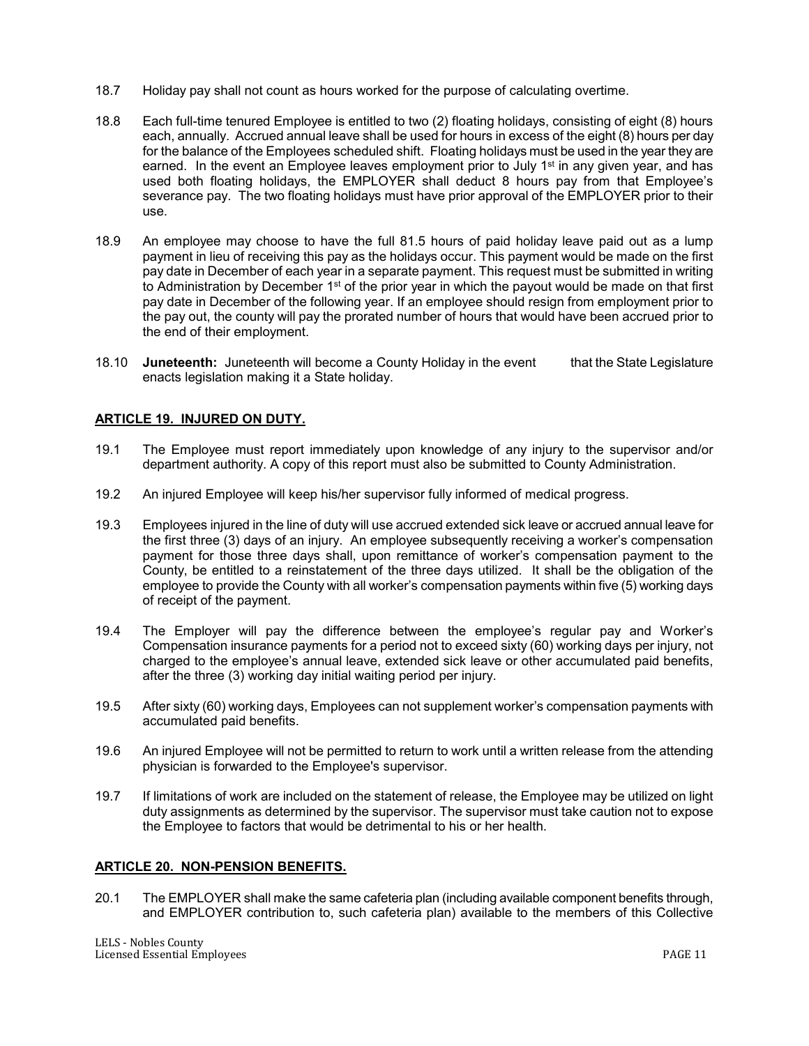18.7 Holiday pay shall not count as hours worked for the purpose of calculating overtime.

18.8 Each full-time tenured Employee is entitled to two (2) floating holidays, consisting of eight (8) hours each, annually. Accrued annual leave shall be used for hours in excess of the eight (8) hours per day for the balance of the Employees scheduled shift. Floating holidays must be used in the year they are earned. In the event an Employee leaves employment prior to July 1st in any given year, and has used both floating holidays, the EMPLOYER shall deduct 8 hours pay from that Employee's severance pay. The two floating holidays must have prior approval of the EMPLOYER prior to their use.

18.9 An employee may choose to have the full 81.5 hours of paid holiday leave paid out as a lump payment in lieu of receiving this pay as the holidays occur. This payment would be made on the first pay date in December of each year in a separate payment. This request must be submitted in writing to Administration by December 1st of the prior year in which the payout would be made on that first pay date in December of the following year. If an employee should resign from employment prior to the pay out, the county will pay the prorated number of hours that would have been accrued prior to the end of their employment.

18.10 **Juneteenth:** Juneteenth will become a County Holiday in the event that the State Legislature enacts legislation making it a State holiday.

## ARTICLE 19. INJURED ON DUTY.

19.1 The Employee must report immediately upon knowledge of any injury to the supervisor and/or department authority. A copy of this report must also be submitted to County Administration.

19.2 An injured Employee will keep his/her supervisor fully informed of medical progress.

19.3 Employees injured in the line of duty will use accrued extended sick leave or accrued annual leave for the first three (3) days of an injury. An employee subsequently receiving a worker's compensation payment for those three days shall, upon remittance of worker's compensation payment to the County, be entitled to a reinstatement of the three days utilized. It shall be the obligation of the employee to provide the County with all worker's compensation payments within five (5) working days of receipt of the payment.

19.4 The Employer will pay the difference between the employee's regular pay and Worker's Compensation insurance payments for a period not to exceed sixty (60) working days per injury, not charged to the employee's annual leave, extended sick leave or other accumulated paid benefits, after the three (3) working day initial waiting period per injury.

19.5 After sixty (60) working days, Employees can not supplement worker's compensation payments with accumulated paid benefits.

19.6 An injured Employee will not be permitted to return to work until a written release from the attending physician is forwarded to the Employee's supervisor.

19.7 If limitations of work are included on the statement of release, the Employee may be utilized on light duty assignments as determined by the supervisor. The supervisor must take caution not to expose the Employee to factors that would be detrimental to his or her health.

## ARTICLE 20. NON-PENSION BENEFITS.

20.1 The EMPLOYER shall make the same cafeteria plan (including available component benefits through, and EMPLOYER contribution to, such cafeteria plan) available to the members of this Collective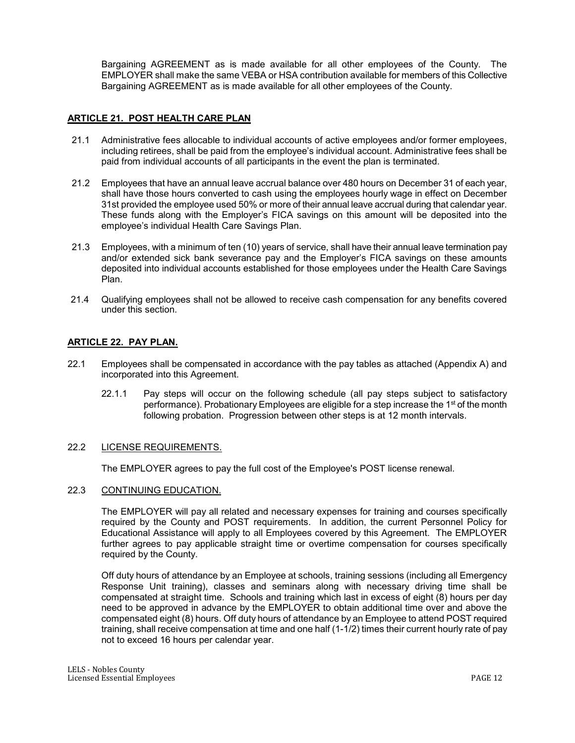Bargaining AGREEMENT as is made available for all other employees of the County. The EMPLOYER shall make the same VEBA or HSA contribution available for members of this Collective Bargaining AGREEMENT as is made available for all other employees of the County.

## ARTICLE 21. POST HEALTH CARE PLAN

21.1 Administrative fees allocable to individual accounts of active employees and/or former employees, including retirees, shall be paid from the employee's individual account. Administrative fees shall be paid from individual accounts of all participants in the event the plan is terminated.

21.2 Employees that have an annual leave accrual balance over 480 hours on December 31 of each year, shall have those hours converted to cash using the employees hourly wage in effect on December 31st provided the employee used 50% or more of their annual leave accrual during that calendar year. These funds along with the Employer's FICA savings on this amount will be deposited into the employee's individual Health Care Savings Plan.

21.3 Employees, with a minimum of ten (10) years of service, shall have their annual leave termination pay and/or extended sick bank severance pay and the Employer's FICA savings on these amounts deposited into individual accounts established for those employees under the Health Care Savings Plan.

21.4 Qualifying employees shall not be allowed to receive cash compensation for any benefits covered under this section.

## ARTICLE 22. PAY PLAN.

22.1 Employees shall be compensated in accordance with the pay tables as attached (Appendix A) and incorporated into this Agreement.

22.1.1 Pay steps will occur on the following schedule (all pay steps subject to satisfactory performance). Probationary Employees are eligible for a step increase the 1st of the month following probation. Progression between other steps is at 12 month intervals.

22.2 LICENSE REQUIREMENTS.

The EMPLOYER agrees to pay the full cost of the Employee's POST license renewal.

22.3 CONTINUING EDUCATION.

The EMPLOYER will pay all related and necessary expenses for training and courses specifically required by the County and POST requirements. In addition, the current Personnel Policy for Educational Assistance will apply to all Employees covered by this Agreement. The EMPLOYER further agrees to pay applicable straight time or overtime compensation for courses specifically required by the County.

Off duty hours of attendance by an Employee at schools, training sessions (including all Emergency Response Unit training), classes and seminars along with necessary driving time shall be compensated at straight time. Schools and training which last in excess of eight (8) hours per day need to be approved in advance by the EMPLOYER to obtain additional time over and above the compensated eight (8) hours. Off duty hours of attendance by an Employee to attend POST required training, shall receive compensation at time and one half (1-1/2) times their current hourly rate of pay not to exceed 16 hours per calendar year.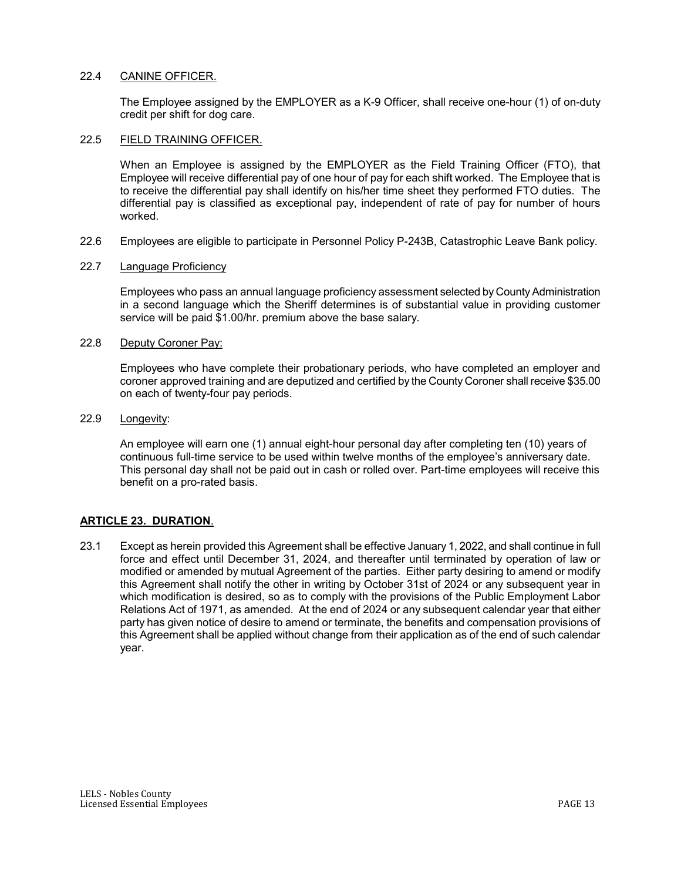22.4 <u>CANINE OFFICER.</u>

The Employee assigned by the EMPLOYER as a K-9 Officer, shall receive one-hour (1) of on-duty credit per shift for dog care.

22.5 <u>FIELD TRAINING OFFICER.</u>

When an Employee is assigned by the EMPLOYER as the Field Training Officer (FTO), that Employee will receive differential pay of one hour of pay for each shift worked. The Employee that is to receive the differential pay shall identify on his/her time sheet they performed FTO duties. The differential pay is classified as exceptional pay, independent of rate of pay for number of hours worked.

22.6 Employees are eligible to participate in Personnel Policy P-243B, Catastrophic Leave Bank policy.

22.7 <u>Language Proficiency</u>

Employees who pass an annual language proficiency assessment selected by County Administration in a second language which the Sheriff determines is of substantial value in providing customer service will be paid $1.00/hr. premium above the base salary.

22.8 <u>Deputy Coroner Pay:</u>

Employees who have complete their probationary periods, who have completed an employer and coroner approved training and are deputized and certified by the County Coroner shall receive $35.00 on each of twenty-four pay periods.

22.9 <u>Longevity</u>:

An employee will earn one (1) annual eight-hour personal day after completing ten (10) years of continuous full-time service to be used within twelve months of the employee's anniversary date. This personal day shall not be paid out in cash or rolled over. Part-time employees will receive this benefit on a pro-rated basis.

## ARTICLE 23. DURATION.

23.1 Except as herein provided this Agreement shall be effective January 1, 2022, and shall continue in full force and effect until December 31, 2024, and thereafter until terminated by operation of law or modified or amended by mutual Agreement of the parties. Either party desiring to amend or modify this Agreement shall notify the other in writing by October 31st of 2024 or any subsequent year in which modification is desired, so as to comply with the provisions of the Public Employment Labor Relations Act of 1971, as amended. At the end of 2024 or any subsequent calendar year that either party has given notice of desire to amend or terminate, the benefits and compensation provisions of this Agreement shall be applied without change from their application as of the end of such calendar year.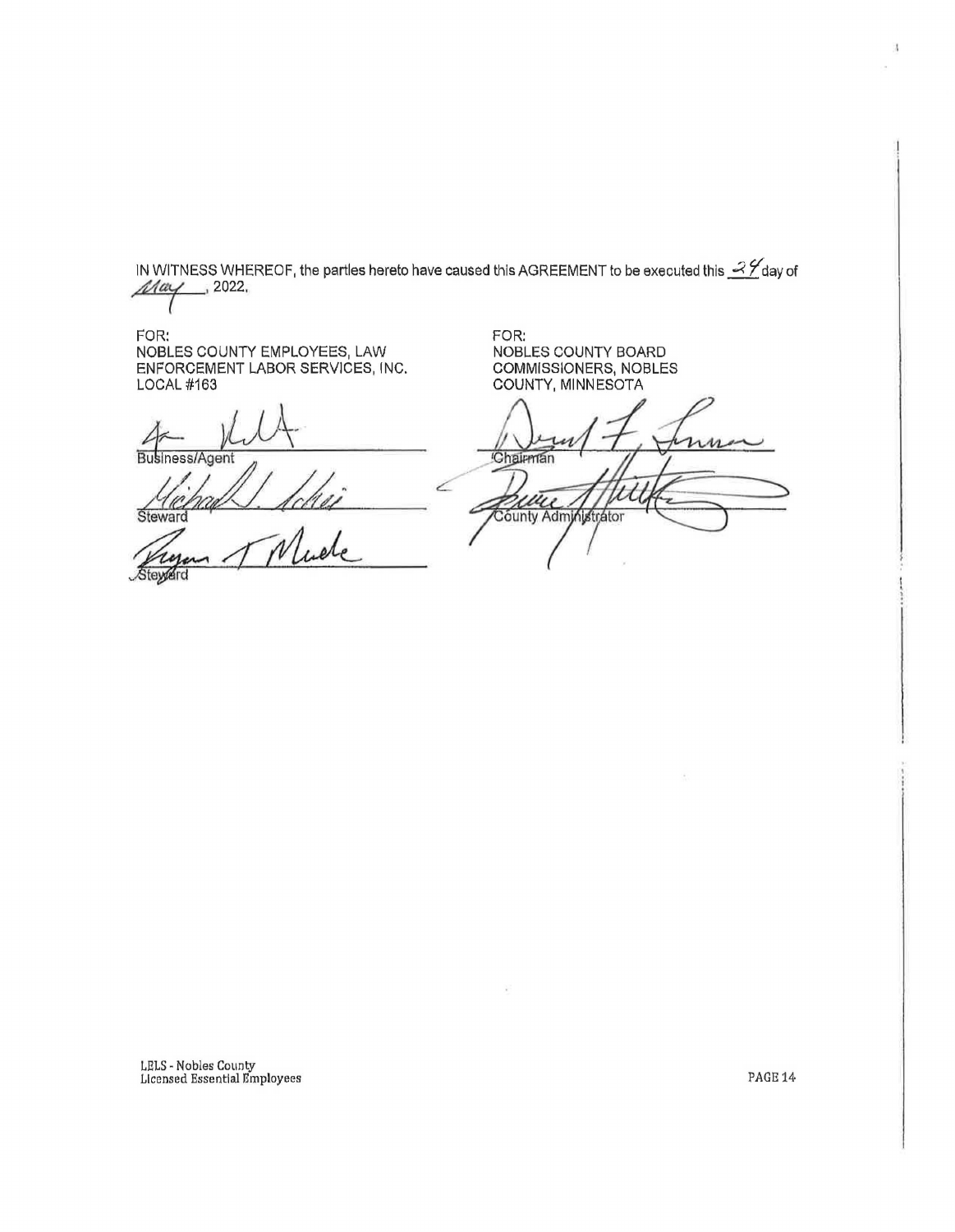IN WITNESS WHEREOF, the parties hereto have caused this AGREEMENT to be executed this 24 day of May, 2022.

FOR:
NOBLES COUNTY EMPLOYEES, LAW ENFORCEMENT LABOR SERVICES, INC. LOCAL #163

Business/Agent

Steward

Steward

FOR:
NOBLES COUNTY BOARD COMMISSIONERS, NOBLES COUNTY, MINNESOTA

Chairman

County Administrator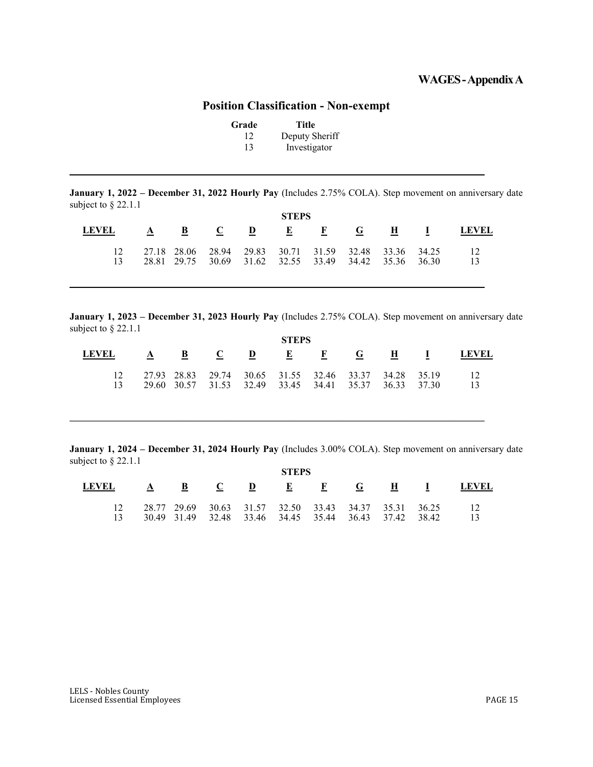# WAGES - Appendix A

## Position Classification - Non-exempt

| Grade | Title |
|---|---|
| 12 | Deputy Sheriff |
| 13 | Investigator |

**January 1, 2022 – December 31, 2022 Hourly Pay** (Includes 2.75% COLA). Step movement on anniversary date subject to § 22.1.1

| | STEPS | | | | | | | | | |
|---|---|---|---|---|---|---|---|---|---|---|
| **LEVEL** | **A** | **B** | **C** | **D** | **E** | **F** | **G** | **H** | **I** | **LEVEL** |
| 12 | 27.18 | 28.06 | 28.94 | 29.83 | 30.71 | 31.59 | 32.48 | 33.36 | 34.25 | 12 |
| 13 | 28.81 | 29.75 | 30.69 | 31.62 | 32.55 | 33.49 | 34.42 | 35.36 | 36.30 | 13 |

**January 1, 2023 – December 31, 2023 Hourly Pay** (Includes 2.75% COLA). Step movement on anniversary date subject to § 22.1.1

| | STEPS | | | | | | | | | |
|---|---|---|---|---|---|---|---|---|---|---|
| **LEVEL** | **A** | **B** | **C** | **D** | **E** | **F** | **G** | **H** | **I** | **LEVEL** |
| 12 | 27.93 | 28.83 | 29.74 | 30.65 | 31.55 | 32.46 | 33.37 | 34.28 | 35.19 | 12 |
| 13 | 29.60 | 30.57 | 31.53 | 32.49 | 33.45 | 34.41 | 35.37 | 36.33 | 37.30 | 13 |

**January 1, 2024 – December 31, 2024 Hourly Pay** (Includes 3.00% COLA). Step movement on anniversary date subject to § 22.1.1

| | STEPS | | | | | | | | | |
|---|---|---|---|---|---|---|---|---|---|---|
| **LEVEL** | **A** | **B** | **C** | **D** | **E** | **F** | **G** | **H** | **I** | **LEVEL** |
| 12 | 28.77 | 29.69 | 30.63 | 31.57 | 32.50 | 33.43 | 34.37 | 35.31 | 36.25 | 12 |
| 13 | 30.49 | 31.49 | 32.48 | 33.46 | 34.45 | 35.44 | 36.43 | 37.42 | 38.42 | 13 |